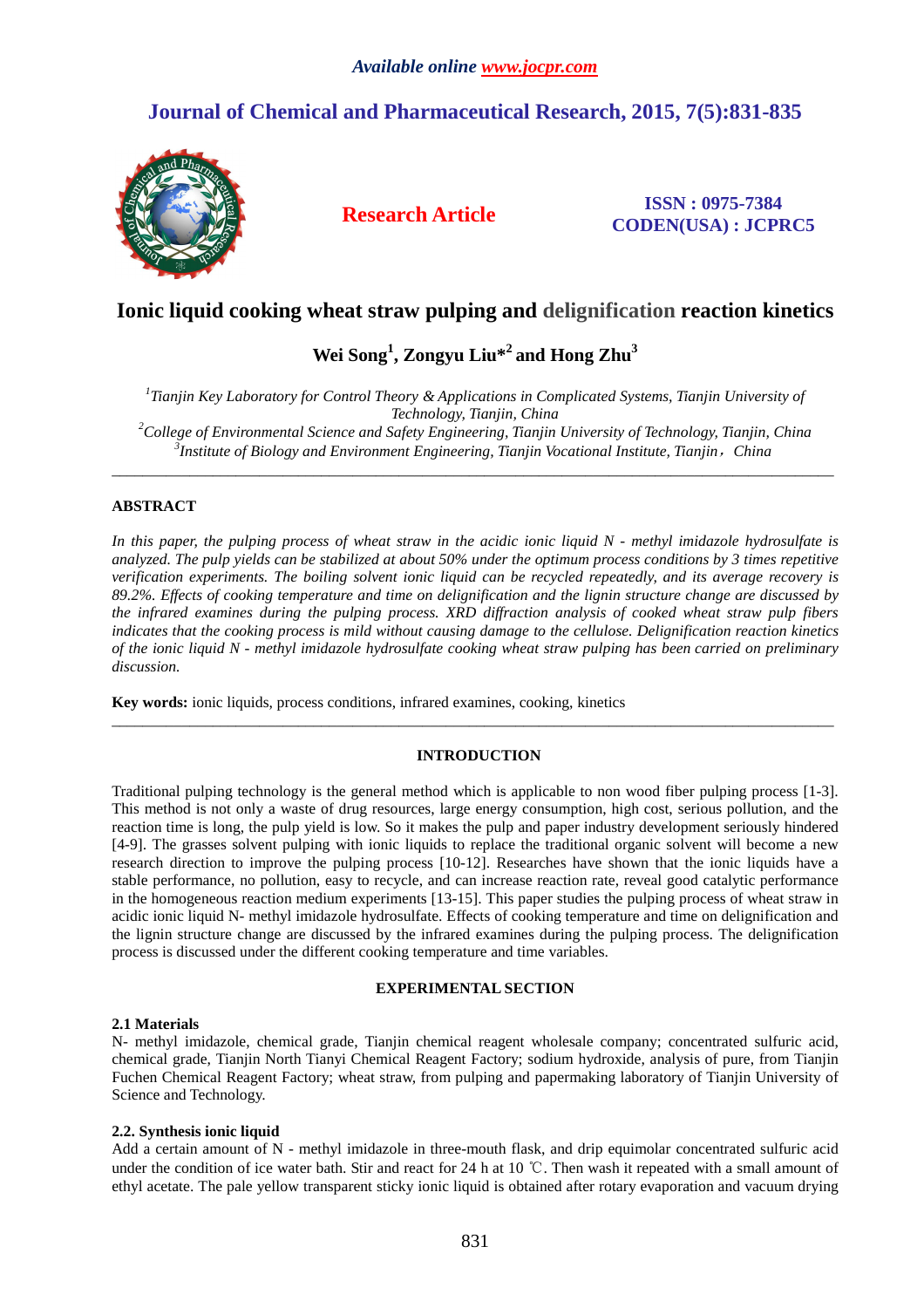Available online www.jocpr.com

# Journal of Chemical and Pharmaceutical Research, 2015, 7(5):831-835

**Research Article**

**ISSN : 0975-7384**
**CODEN(USA) : JCPRC5**

# Ionic liquid cooking wheat straw pulping and delignification reaction kinetics

**Wei Song[1], Zongyu Liu*[2] and Hong Zhu[3]**

*[1]Tianjin Key Laboratory for Control Theory & Applications in Complicated Systems, Tianjin University of Technology, Tianjin, China*
*[2]College of Environmental Science and Safety Engineering, Tianjin University of Technology, Tianjin, China*
*[3]Institute of Biology and Environment Engineering, Tianjin Vocational Institute, Tianjin，China*

---

## ABSTRACT

*In this paper, the pulping process of wheat straw in the acidic ionic liquid N - methyl imidazole hydrosulfate is analyzed. The pulp yields can be stabilized at about 50% under the optimum process conditions by 3 times repetitive verification experiments. The boiling solvent ionic liquid can be recycled repeatedly, and its average recovery is 89.2%. Effects of cooking temperature and time on delignification and the lignin structure change are discussed by the infrared examines during the pulping process. XRD diffraction analysis of cooked wheat straw pulp fibers indicates that the cooking process is mild without causing damage to the cellulose. Delignification reaction kinetics of the ionic liquid N - methyl imidazole hydrosulfate cooking wheat straw pulping has been carried on preliminary discussion.*

**Key words:** ionic liquids, process conditions, infrared examines, cooking, kinetics

---

## INTRODUCTION

Traditional pulping technology is the general method which is applicable to non wood fiber pulping process [1-3]. This method is not only a waste of drug resources, large energy consumption, high cost, serious pollution, and the reaction time is long, the pulp yield is low. So it makes the pulp and paper industry development seriously hindered [4-9]. The grasses solvent pulping with ionic liquids to replace the traditional organic solvent will become a new research direction to improve the pulping process [10-12]. Researches have shown that the ionic liquids have a stable performance, no pollution, easy to recycle, and can increase reaction rate, reveal good catalytic performance in the homogeneous reaction medium experiments [13-15]. This paper studies the pulping process of wheat straw in acidic ionic liquid N- methyl imidazole hydrosulfate. Effects of cooking temperature and time on delignification and the lignin structure change are discussed by the infrared examines during the pulping process. The delignification process is discussed under the different cooking temperature and time variables.

## EXPERIMENTAL SECTION

### 2.1 Materials

N- methyl imidazole, chemical grade, Tianjin chemical reagent wholesale company; concentrated sulfuric acid, chemical grade, Tianjin North Tianyi Chemical Reagent Factory; sodium hydroxide, analysis of pure, from Tianjin Fuchen Chemical Reagent Factory; wheat straw, from pulping and papermaking laboratory of Tianjin University of Science and Technology.

### 2.2. Synthesis ionic liquid

Add a certain amount of N - methyl imidazole in three-mouth flask, and drip equimolar concentrated sulfuric acid under the condition of ice water bath. Stir and react for 24 h at 10 ℃. Then wash it repeated with a small amount of ethyl acetate. The pale yellow transparent sticky ionic liquid is obtained after rotary evaporation and vacuum drying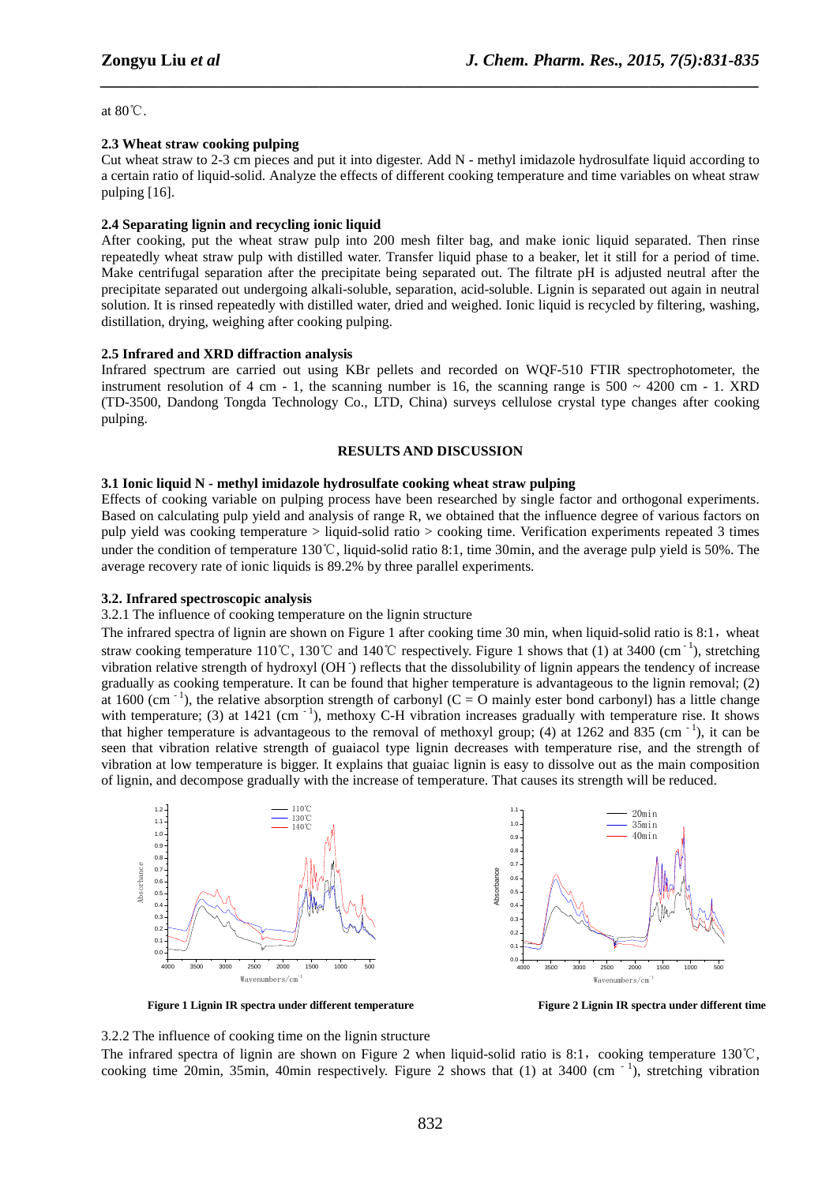at 80℃.

### 2.3 Wheat straw cooking pulping

Cut wheat straw to 2-3 cm pieces and put it into digester. Add N - methyl imidazole hydrosulfate liquid according to a certain ratio of liquid-solid. Analyze the effects of different cooking temperature and time variables on wheat straw pulping [16].

### 2.4 Separating lignin and recycling ionic liquid

After cooking, put the wheat straw pulp into 200 mesh filter bag, and make ionic liquid separated. Then rinse repeatedly wheat straw pulp with distilled water. Transfer liquid phase to a beaker, let it still for a period of time. Make centrifugal separation after the precipitate being separated out. The filtrate pH is adjusted neutral after the precipitate separated out undergoing alkali-soluble, separation, acid-soluble. Lignin is separated out again in neutral solution. It is rinsed repeatedly with distilled water, dried and weighed. Ionic liquid is recycled by filtering, washing, distillation, drying, weighing after cooking pulping.

### 2.5 Infrared and XRD diffraction analysis

Infrared spectrum are carried out using KBr pellets and recorded on WQF-510 FTIR spectrophotometer, the instrument resolution of 4 cm - 1, the scanning number is 16, the scanning range is 500 ~ 4200 cm - 1. XRD (TD-3500, Dandong Tongda Technology Co., LTD, China) surveys cellulose crystal type changes after cooking pulping.

## RESULTS AND DISCUSSION

### 3.1 Ionic liquid N - methyl imidazole hydrosulfate cooking wheat straw pulping

Effects of cooking variable on pulping process have been researched by single factor and orthogonal experiments. Based on calculating pulp yield and analysis of range R, we obtained that the influence degree of various factors on pulp yield was cooking temperature > liquid-solid ratio > cooking time. Verification experiments repeated 3 times under the condition of temperature 130℃, liquid-solid ratio 8:1, time 30min, and the average pulp yield is 50%. The average recovery rate of ionic liquids is 89.2% by three parallel experiments.

### 3.2. Infrared spectroscopic analysis

3.2.1 The influence of cooking temperature on the lignin structure

The infrared spectra of lignin are shown on Figure 1 after cooking time 30 min, when liquid-solid ratio is 8:1，wheat straw cooking temperature 110℃, 130℃ and 140℃ respectively. Figure 1 shows that (1) at 3400 ($cm^{-1}$), stretching vibration relative strength of hydroxyl ($OH^-$) reflects that the dissolubility of lignin appears the tendency of increase gradually as cooking temperature. It can be found that higher temperature is advantageous to the lignin removal; (2) at 1600 ($cm^{-1}$), the relative absorption strength of carbonyl (C = O mainly ester bond carbonyl) has a little change with temperature; (3) at 1421 ($cm^{-1}$), methoxy C-H vibration increases gradually with temperature rise. It shows that higher temperature is advantageous to the removal of methoxyl group; (4) at 1262 and 835 ($cm^{-1}$), it can be seen that vibration relative strength of guaiacol type lignin decreases with temperature rise, and the strength of vibration at low temperature is bigger. It explains that guaiac lignin is easy to dissolve out as the main composition of lignin, and decompose gradually with the increase of temperature. That causes its strength will be reduced.

**Figure 1 Lignin IR spectra under different temperature**

**Figure 2 Lignin IR spectra under different time**

3.2.2 The influence of cooking time on the lignin structure

The infrared spectra of lignin are shown on Figure 2 when liquid-solid ratio is 8:1，cooking temperature 130℃, cooking time 20min, 35min, 40min respectively. Figure 2 shows that (1) at 3400 ($cm^{-1}$), stretching vibration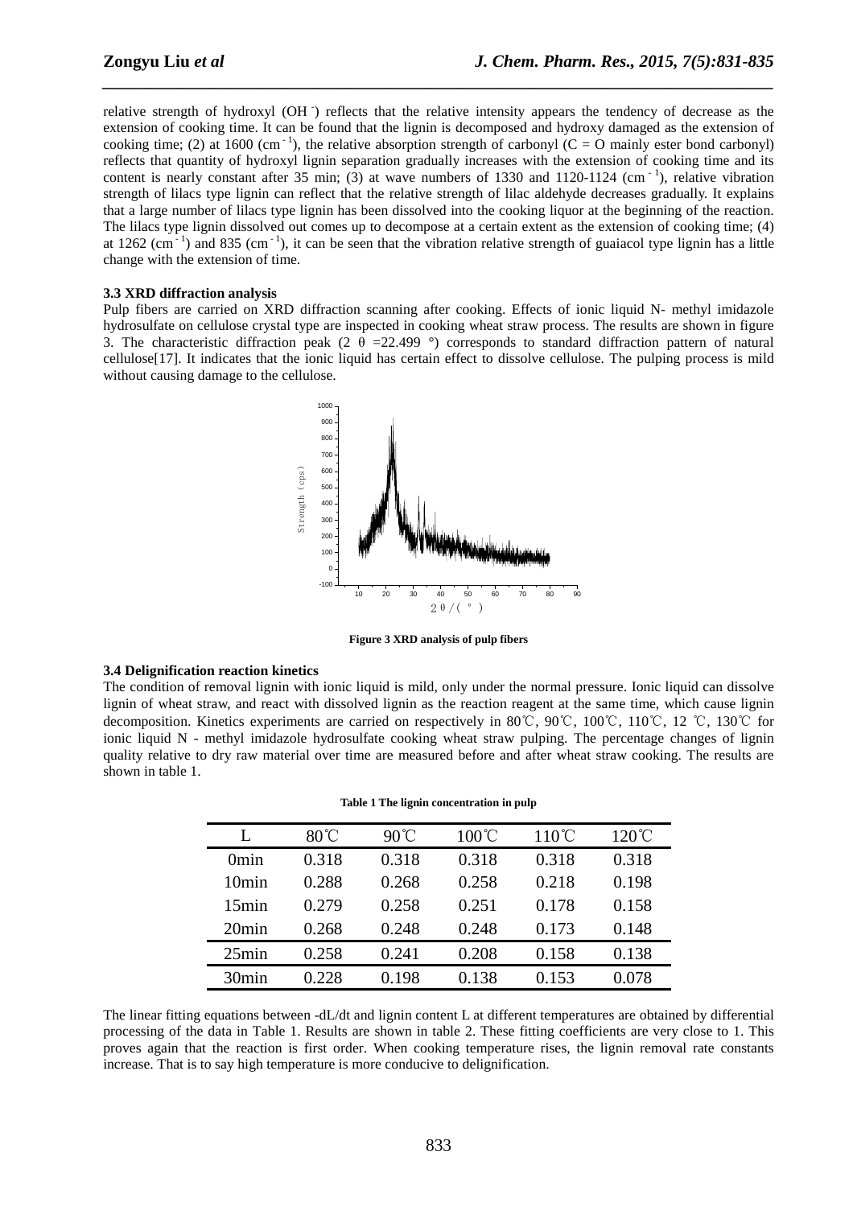relative strength of hydroxyl ($OH^-$) reflects that the relative intensity appears the tendency of decrease as the extension of cooking time. It can be found that the lignin is decomposed and hydroxy damaged as the extension of cooking time; (2) at 1600 ($cm^{-1}$), the relative absorption strength of carbonyl (C = O mainly ester bond carbonyl) reflects that quantity of hydroxyl lignin separation gradually increases with the extension of cooking time and its content is nearly constant after 35 min; (3) at wave numbers of 1330 and 1120-1124 ($cm^{-1}$), relative vibration strength of lilacs type lignin can reflect that the relative strength of lilac aldehyde decreases gradually. It explains that a large number of lilacs type lignin has been dissolved into the cooking liquor at the beginning of the reaction. The lilacs type lignin dissolved out comes up to decompose at a certain extent as the extension of cooking time; (4) at 1262 ($cm^{-1}$) and 835 ($cm^{-1}$), it can be seen that the vibration relative strength of guaiacol type lignin has a little change with the extension of time.

### 3.3 XRD diffraction analysis

Pulp fibers are carried on XRD diffraction scanning after cooking. Effects of ionic liquid N- methyl imidazole hydrosulfate on cellulose crystal type are inspected in cooking wheat straw process. The results are shown in figure 3. The characteristic diffraction peak ($2\theta$ =22.499 °) corresponds to standard diffraction pattern of natural cellulose[17]. It indicates that the ionic liquid has certain effect to dissolve cellulose. The pulping process is mild without causing damage to the cellulose.

**Figure 3 XRD analysis of pulp fibers**

### 3.4 Delignification reaction kinetics

The condition of removal lignin with ionic liquid is mild, only under the normal pressure. Ionic liquid can dissolve lignin of wheat straw, and react with dissolved lignin as the reaction reagent at the same time, which cause lignin decomposition. Kinetics experiments are carried on respectively in 80℃, 90℃, 100℃, 110℃, 12 ℃, 130℃ for ionic liquid N - methyl imidazole hydrosulfate cooking wheat straw pulping. The percentage changes of lignin quality relative to dry raw material over time are measured before and after wheat straw cooking. The results are shown in table 1.

**Table 1 The lignin concentration in pulp**

| L | 80℃ | 90℃ | 100℃ | 110℃ | 120℃ |
|---|---|---|---|---|---|
| 0min | 0.318 | 0.318 | 0.318 | 0.318 | 0.318 |
| 10min | 0.288 | 0.268 | 0.258 | 0.218 | 0.198 |
| 15min | 0.279 | 0.258 | 0.251 | 0.178 | 0.158 |
| 20min | 0.268 | 0.248 | 0.248 | 0.173 | 0.148 |
| 25min | 0.258 | 0.241 | 0.208 | 0.158 | 0.138 |
| 30min | 0.228 | 0.198 | 0.138 | 0.153 | 0.078 |

The linear fitting equations between -dL/dt and lignin content L at different temperatures are obtained by differential processing of the data in Table 1. Results are shown in table 2. These fitting coefficients are very close to 1. This proves again that the reaction is first order. When cooking temperature rises, the lignin removal rate constants increase. That is to say high temperature is more conducive to delignification.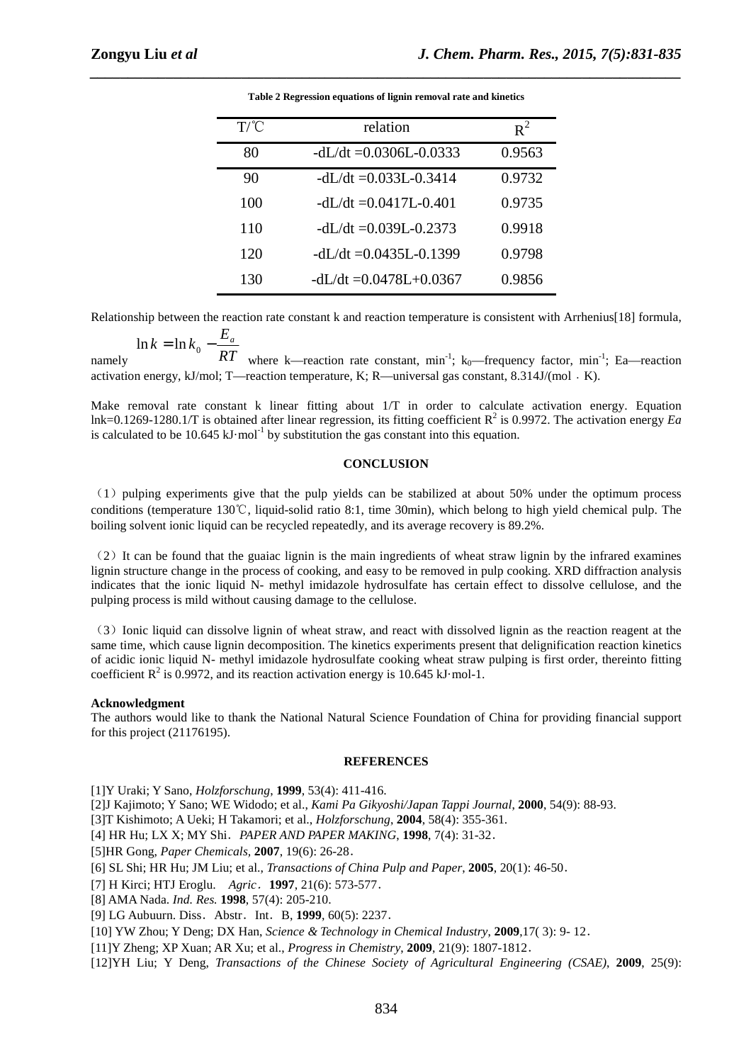**Table 2 Regression equations of lignin removal rate and kinetics**

| T/℃ | relation | $R^2$ |
|---|---|---|
| 80 | -dL/dt =0.0306L-0.0333 | 0.9563 |
| 90 | -dL/dt =0.033L-0.3414 | 0.9732 |
| 100 | -dL/dt =0.0417L-0.401 | 0.9735 |
| 110 | -dL/dt =0.039L-0.2373 | 0.9918 |
| 120 | -dL/dt =0.0435L-0.1399 | 0.9798 |
| 130 | -dL/dt =0.0478L+0.0367 | 0.9856 |

Relationship between the reaction rate constant k and reaction temperature is consistent with Arrhenius[18] formula, namely $\ln k = \ln k_0 - \frac{E_a}{RT}$ where k—reaction rate constant, $min^{-1}$; $k_0$—frequency factor, $min^{-1}$; Ea—reaction activation energy, kJ/mol; T—reaction temperature, K; R—universal gas constant, 8.314J/(mol · K).

Make removal rate constant k linear fitting about 1/T in order to calculate activation energy. Equation lnk=0.1269-1280.1/T is obtained after linear regression, its fitting coefficient $R^2$ is 0.9972. The activation energy *Ea* is calculated to be 10.645 $kJ\cdot mol^{-1}$ by substitution the gas constant into this equation.

## CONCLUSION

(1) pulping experiments give that the pulp yields can be stabilized at about 50% under the optimum process conditions (temperature 130℃, liquid-solid ratio 8:1, time 30min), which belong to high yield chemical pulp. The boiling solvent ionic liquid can be recycled repeatedly, and its average recovery is 89.2%.

(2) It can be found that the guaiac lignin is the main ingredients of wheat straw lignin by the infrared examines lignin structure change in the process of cooking, and easy to be removed in pulp cooking. XRD diffraction analysis indicates that the ionic liquid N- methyl imidazole hydrosulfate has certain effect to dissolve cellulose, and the pulping process is mild without causing damage to the cellulose.

(3) Ionic liquid can dissolve lignin of wheat straw, and react with dissolved lignin as the reaction reagent at the same time, which cause lignin decomposition. The kinetics experiments present that delignification reaction kinetics of acidic ionic liquid N- methyl imidazole hydrosulfate cooking wheat straw pulping is first order, thereinto fitting coefficient $R^2$ is 0.9972, and its reaction activation energy is 10.645 kJ·mol-1.

**Acknowledgment**

The authors would like to thank the National Natural Science Foundation of China for providing financial support for this project (21176195).

## REFERENCES

[1]Y Uraki; Y Sano, *Holzforschung*, **1999**, 53(4): 411-416.

[2]J Kajimoto; Y Sano; WE Widodo; et al., *Kami Pa Gikyoshi/Japan Tappi Journal*, **2000**, 54(9): 88-93.

[3]T Kishimoto; A Ueki; H Takamori; et al., *Holzforschung*, **2004**, 58(4): 355-361.

[4] HR Hu; LX X; MY Shi. *PAPER AND PAPER MAKING*, **1998**, 7(4): 31-32.

[5]HR Gong, *Paper Chemicals*, **2007**, 19(6): 26-28.

[6] SL Shi; HR Hu; JM Liu; et al., *Transactions of China Pulp and Paper*, **2005**, 20(1): 46-50.

[7] H Kirci; HTJ Eroglu. *Agric*. **1997**, 21(6): 573-577.

[8] AMA Nada. *Ind. Res.* **1998**, 57(4): 205-210.

[9] LG Aubuurn. Diss. Abstr. Int. B, **1999**, 60(5): 2237.

[10] YW Zhou; Y Deng; DX Han, *Science & Technology in Chemical Industry*, **2009**,17( 3): 9- 12.

[11]Y Zheng; XP Xuan; AR Xu; et al., *Progress in Chemistry*, **2009**, 21(9): 1807-1812.

[12]YH Liu; Y Deng, *Transactions of the Chinese Society of Agricultural Engineering (CSAE)*, **2009**, 25(9):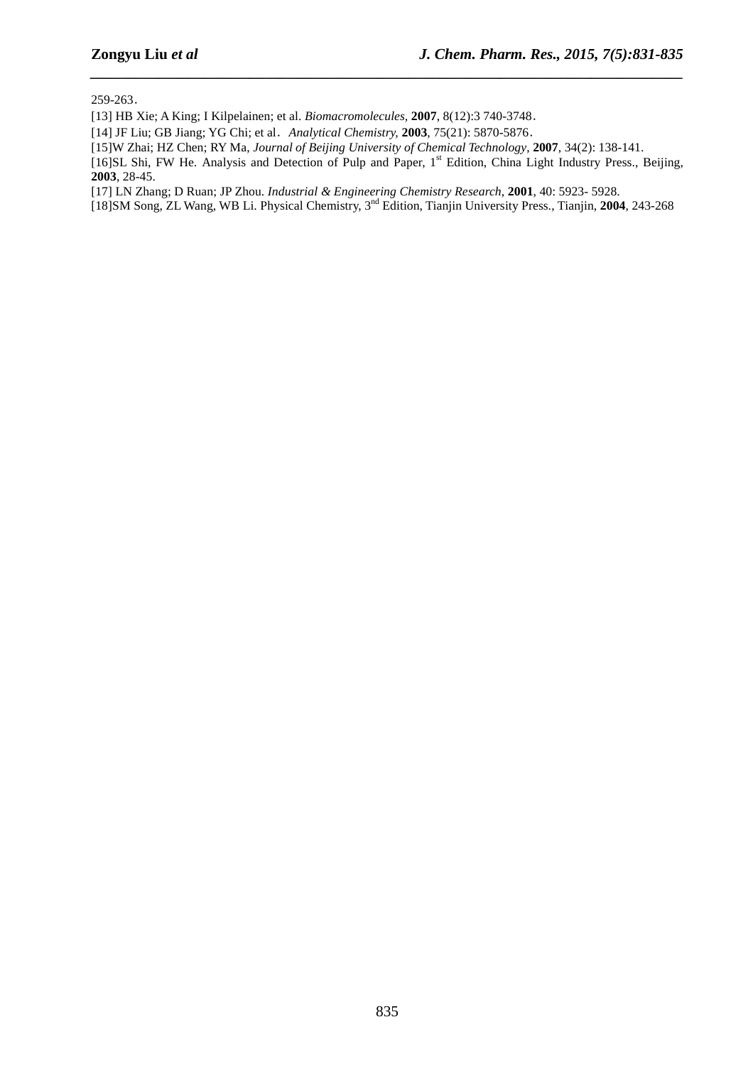259-263.

[13] HB Xie; A King; I Kilpelainen; et al. *Biomacromolecules*, **2007**, 8(12):3 740-3748.

[14] JF Liu; GB Jiang; YG Chi; et al. *Analytical Chemistry,* **2003**, 75(21): 5870-5876.

[15]W Zhai; HZ Chen; RY Ma, *Journal of Beijing University of Chemical Technology*, **2007**, 34(2): 138-141.

[16]SL Shi, FW He. Analysis and Detection of Pulp and Paper, 1st Edition, China Light Industry Press., Beijing, **2003**, 28-45.

[17] LN Zhang; D Ruan; JP Zhou. *Industrial & Engineering Chemistry Research*, **2001**, 40: 5923- 5928.

[18]SM Song, ZL Wang, WB Li. Physical Chemistry, 3nd Edition, Tianjin University Press., Tianjin, **2004**, 243-268